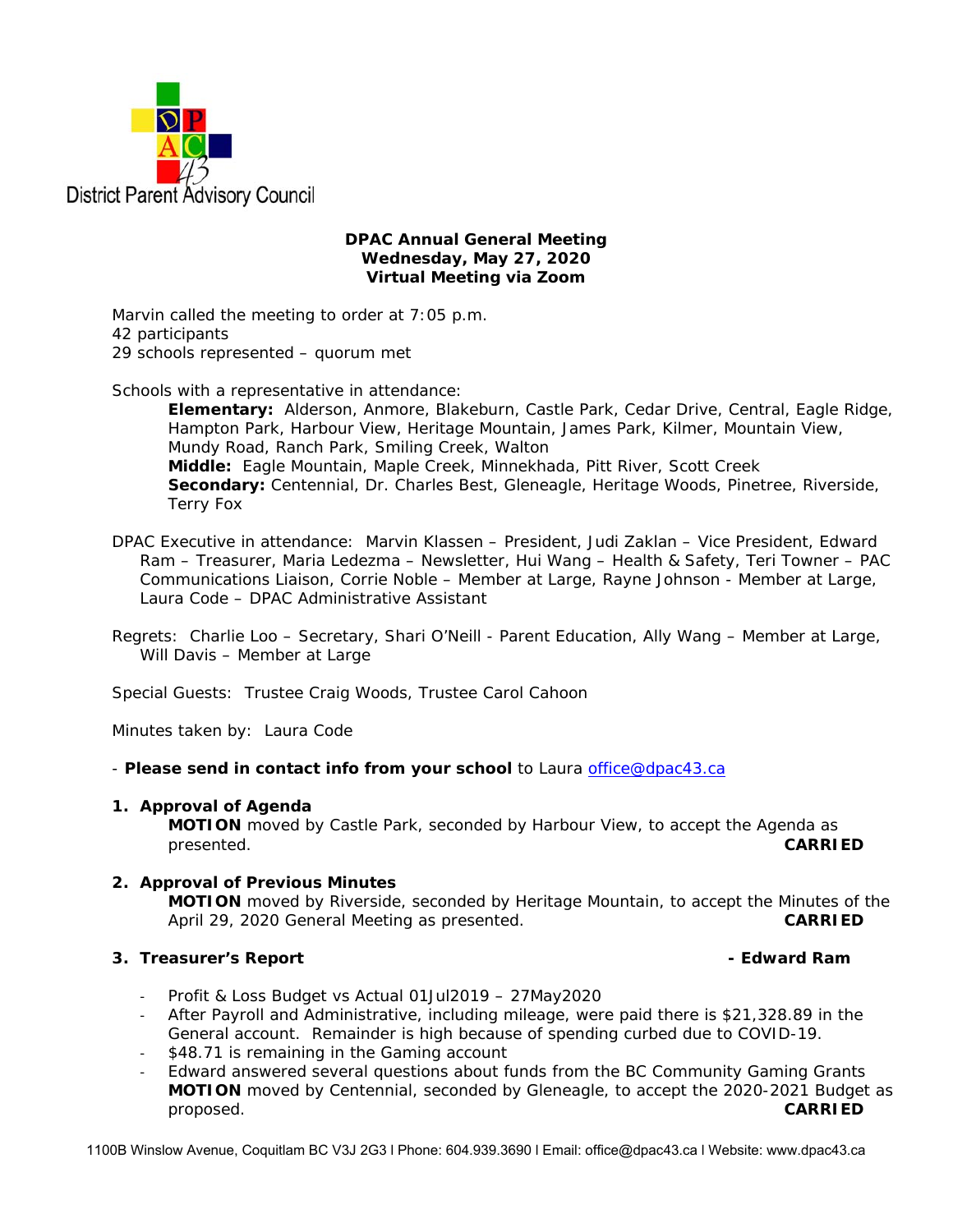District Parent Advisory Council

**DPAC Annual General Meeting**
**Wednesday, May 27, 2020**
**Virtual Meeting via Zoom**

Marvin called the meeting to order at 7:05 p.m.
42 participants
29 schools represented – quorum met

Schools with a representative in attendance:

> **Elementary:** Alderson, Anmore, Blakeburn, Castle Park, Cedar Drive, Central, Eagle Ridge, Hampton Park, Harbour View, Heritage Mountain, James Park, Kilmer, Mountain View, Mundy Road, Ranch Park, Smiling Creek, Walton
> **Middle:** Eagle Mountain, Maple Creek, Minnekhada, Pitt River, Scott Creek
> **Secondary:** Centennial, Dr. Charles Best, Gleneagle, Heritage Woods, Pinetree, Riverside, Terry Fox

DPAC Executive in attendance: Marvin Klassen – President, Judi Zaklan – Vice President, Edward Ram – Treasurer, Maria Ledezma – Newsletter, Hui Wang – Health & Safety, Teri Towner – PAC Communications Liaison, Corrie Noble – Member at Large, Rayne Johnson - Member at Large, Laura Code – DPAC Administrative Assistant

Regrets: Charlie Loo – Secretary, Shari O'Neill - Parent Education, Ally Wang – Member at Large, Will Davis – Member at Large

Special Guests: Trustee Craig Woods, Trustee Carol Cahoon

Minutes taken by: Laura Code

- **Please send in contact info from your school** to Laura office@dpac43.ca

## 1. Approval of Agenda

**MOTION** moved by Castle Park, seconded by Harbour View, to accept the Agenda as presented. **CARRIED**

## 2. Approval of Previous Minutes

**MOTION** moved by Riverside, seconded by Heritage Mountain, to accept the Minutes of the April 29, 2020 General Meeting as presented. **CARRIED**

## 3. Treasurer's Report - Edward Ram

- Profit & Loss Budget vs Actual 01Jul2019 – 27May2020
- After Payroll and Administrative, including mileage, were paid there is $21,328.89 in the General account. Remainder is high because of spending curbed due to COVID-19.
- $48.71 is remaining in the Gaming account
- Edward answered several questions about funds from the BC Community Gaming Grants

**MOTION** moved by Centennial, seconded by Gleneagle, to accept the 2020-2021 Budget as proposed. **CARRIED**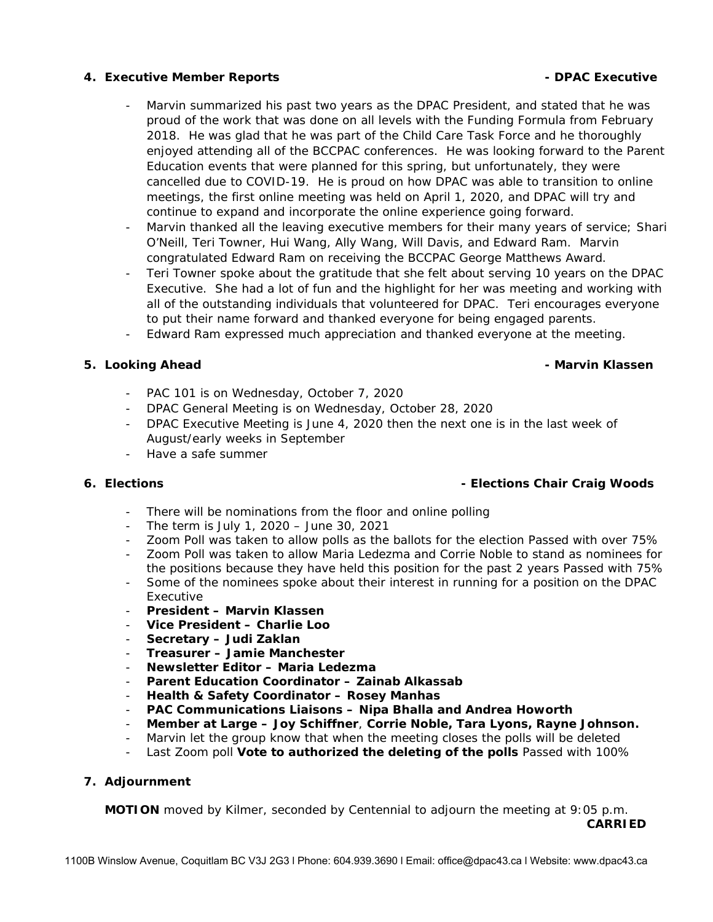**4. Executive Member Reports** **- DPAC Executive**

- Marvin summarized his past two years as the DPAC President, and stated that he was proud of the work that was done on all levels with the Funding Formula from February 2018. He was glad that he was part of the Child Care Task Force and he thoroughly enjoyed attending all of the BCCPAC conferences. He was looking forward to the Parent Education events that were planned for this spring, but unfortunately, they were cancelled due to COVID-19. He is proud on how DPAC was able to transition to online meetings, the first online meeting was held on April 1, 2020, and DPAC will try and continue to expand and incorporate the online experience going forward.
- Marvin thanked all the leaving executive members for their many years of service; Shari O'Neill, Teri Towner, Hui Wang, Ally Wang, Will Davis, and Edward Ram. Marvin congratulated Edward Ram on receiving the BCCPAC George Matthews Award.
- Teri Towner spoke about the gratitude that she felt about serving 10 years on the DPAC Executive. She had a lot of fun and the highlight for her was meeting and working with all of the outstanding individuals that volunteered for DPAC. Teri encourages everyone to put their name forward and thanked everyone for being engaged parents.
- Edward Ram expressed much appreciation and thanked everyone at the meeting.

**5. Looking Ahead** **- Marvin Klassen**

- PAC 101 is on Wednesday, October 7, 2020
- DPAC General Meeting is on Wednesday, October 28, 2020
- DPAC Executive Meeting is June 4, 2020 then the next one is in the last week of August/early weeks in September
- Have a safe summer

**6. Elections** **- Elections Chair Craig Woods**

- There will be nominations from the floor and online polling
- The term is July 1, 2020 – June 30, 2021
- Zoom Poll was taken to allow polls as the ballots for the election Passed with over 75%
- Zoom Poll was taken to allow Maria Ledezma and Corrie Noble to stand as nominees for the positions because they have held this position for the past 2 years Passed with 75%
- Some of the nominees spoke about their interest in running for a position on the DPAC Executive
- **President – Marvin Klassen**
- **Vice President – Charlie Loo**
- **Secretary – Judi Zaklan**
- **Treasurer – Jamie Manchester**
- **Newsletter Editor – Maria Ledezma**
- **Parent Education Coordinator – Zainab Alkassab**
- **Health & Safety Coordinator – Rosey Manhas**
- **PAC Communications Liaisons – Nipa Bhalla and Andrea Howorth**
- **Member at Large – Joy Schiffner**, **Corrie Noble, Tara Lyons, Rayne Johnson.**
- Marvin let the group know that when the meeting closes the polls will be deleted
- Last Zoom poll **Vote to authorized the deleting of the polls** Passed with 100%

**7. Adjournment**

**MOTION** moved by Kilmer, seconded by Centennial to adjourn the meeting at 9:05 p.m.

**CARRIED**